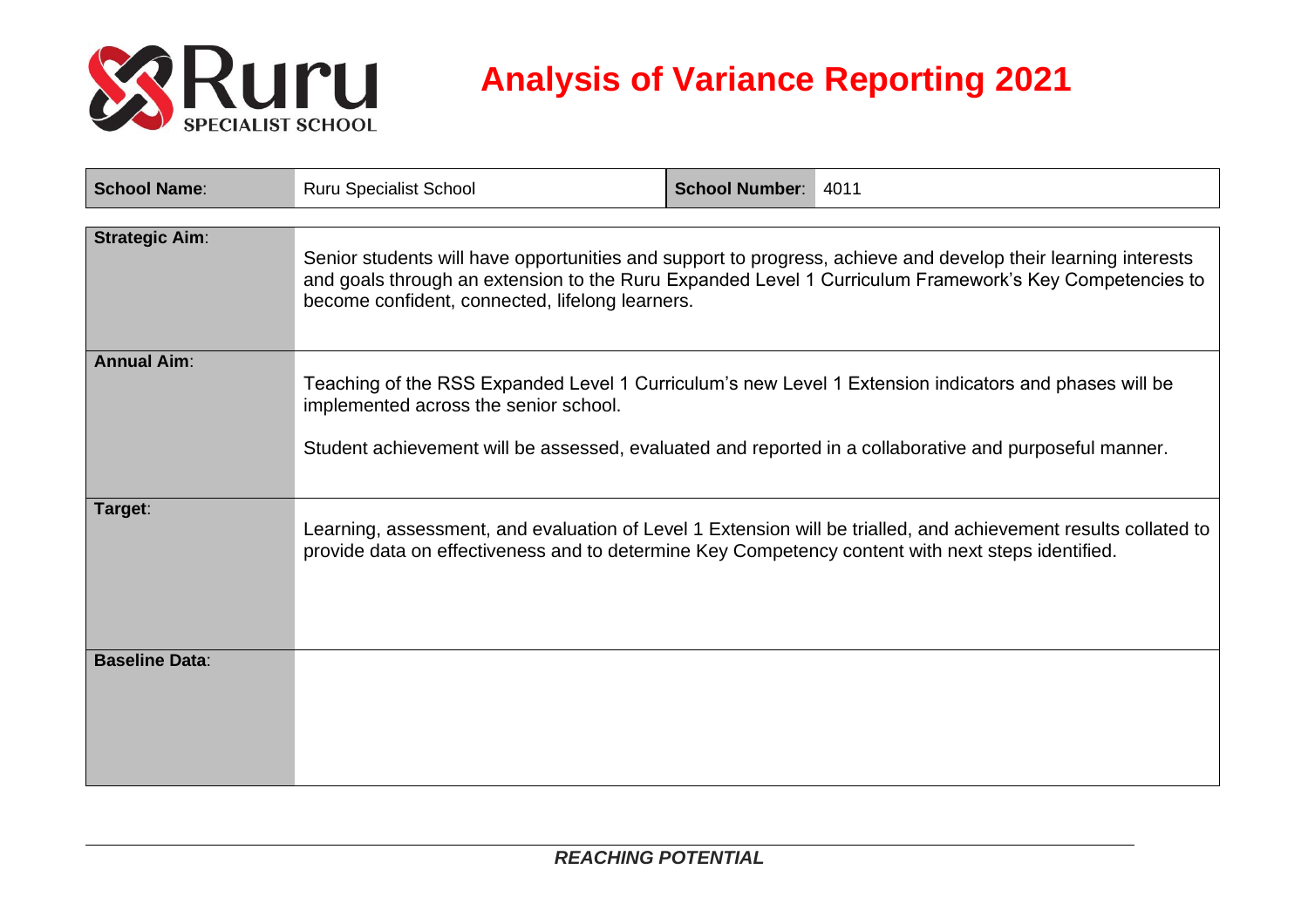# Analysis of Variance Reporting 2021

| **School Name**: | Ruru Specialist School | **School Number**: | 4011 |
| --- | --- | --- | --- |

| | |
| --- | --- |
| **Strategic Aim**: | Senior students will have opportunities and support to progress, achieve and develop their learning interests and goals through an extension to the Ruru Expanded Level 1 Curriculum Framework's Key Competencies to become confident, connected, lifelong learners. |
| **Annual Aim**: | Teaching of the RSS Expanded Level 1 Curriculum's new Level 1 Extension indicators and phases will be implemented across the senior school.<br><br>Student achievement will be assessed, evaluated and reported in a collaborative and purposeful manner. |
| **Target**: | Learning, assessment, and evaluation of Level 1 Extension will be trialled, and achievement results collated to provide data on effectiveness and to determine Key Competency content with next steps identified. |
| **Baseline Data**: | |

*REACHING POTENTIAL*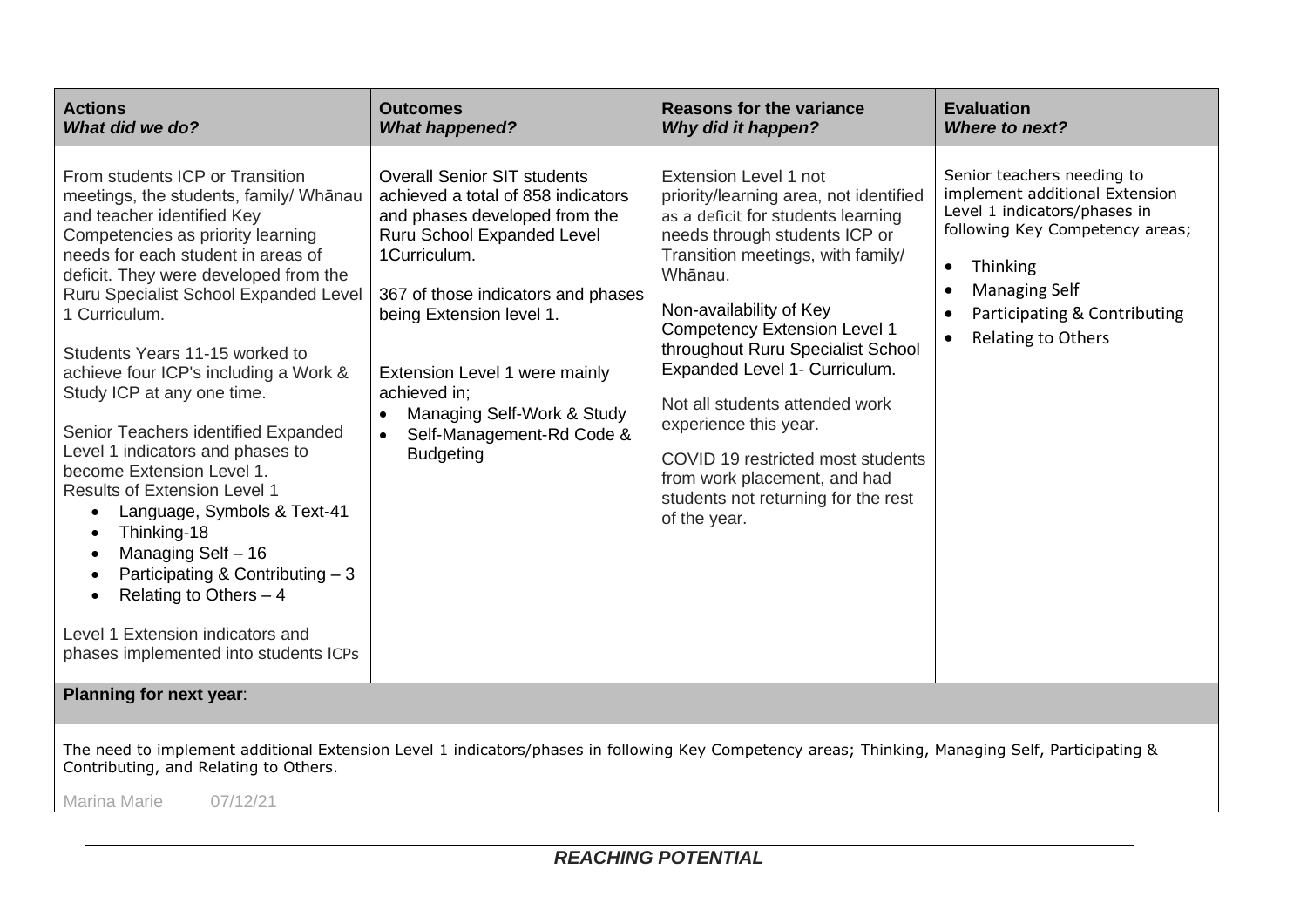| **Actions** *What did we do?* | **Outcomes** *What happened?* | **Reasons for the variance** *Why did it happen?* | **Evaluation** *Where to next?* |
|---|---|---|---|
| From students ICP or Transition meetings, the students, family/ Whānau and teacher identified Key Competencies as priority learning needs for each student in areas of deficit. They were developed from the Ruru Specialist School Expanded Level 1 Curriculum.<br><br>Students Years 11-15 worked to achieve four ICP's including a Work & Study ICP at any one time.<br><br>Senior Teachers identified Expanded Level 1 indicators and phases to become Extension Level 1.<br>Results of Extension Level 1<br>• Language, Symbols & Text-41<br>• Thinking-18<br>• Managing Self – 16<br>• Participating & Contributing – 3<br>• Relating to Others – 4<br><br>Level 1 Extension indicators and phases implemented into students ICPs | Overall Senior SIT students achieved a total of 858 indicators and phases developed from the Ruru School Expanded Level 1Curriculum.<br><br>367 of those indicators and phases being Extension level 1.<br><br>Extension Level 1 were mainly achieved in;<br>• Managing Self-Work & Study<br>• Self-Management-Rd Code & Budgeting | Extension Level 1 not priority/learning area, not identified as a deficit for students learning needs through students ICP or Transition meetings, with family/ Whānau.<br><br>Non-availability of Key Competency Extension Level 1 throughout Ruru Specialist School Expanded Level 1- Curriculum.<br><br>Not all students attended work experience this year.<br><br>COVID 19 restricted most students from work placement, and had students not returning for the rest of the year. | Senior teachers needing to implement additional Extension Level 1 indicators/phases in following Key Competency areas;<br>• Thinking<br>• Managing Self<br>• Participating & Contributing<br>• Relating to Others |

**Planning for next year**:

The need to implement additional Extension Level 1 indicators/phases in following Key Competency areas; Thinking, Managing Self, Participating & Contributing, and Relating to Others.

Marina Marie 07/12/21

*REACHING POTENTIAL*